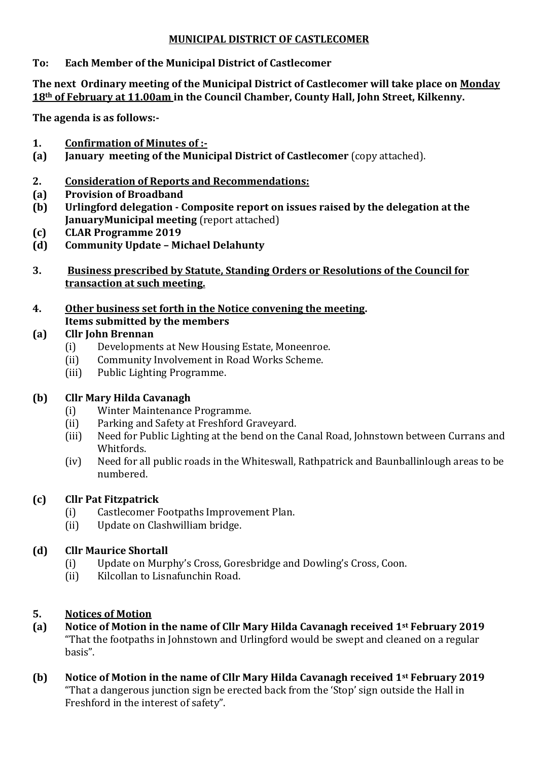# MUNICIPAL DISTRICT OF CASTLECOMER

**To: Each Member of the Municipal District of Castlecomer**

**The next Ordinary meeting of the Municipal District of Castlecomer will take place on Monday 18th of February at 11.00am in the Council Chamber, County Hall, John Street, Kilkenny.**

**The agenda is as follows:-**

**1. Confirmation of Minutes of :-**

**(a) January meeting of the Municipal District of Castlecomer** (copy attached).

**2. Consideration of Reports and Recommendations:**

**(a) Provision of Broadband**

**(b) Urlingford delegation - Composite report on issues raised by the delegation at the JanuaryMunicipal meeting** (report attached)

**(c) CLAR Programme 2019**

**(d) Community Update – Michael Delahunty**

**3. Business prescribed by Statute, Standing Orders or Resolutions of the Council for transaction at such meeting.**

**4. Other business set forth in the Notice convening the meeting.**
**Items submitted by the members**

**(a) Cllr John Brennan**

- (i) Developments at New Housing Estate, Moneenroe.
- (ii) Community Involvement in Road Works Scheme.
- (iii) Public Lighting Programme.

**(b) Cllr Mary Hilda Cavanagh**

- (i) Winter Maintenance Programme.
- (ii) Parking and Safety at Freshford Graveyard.
- (iii) Need for Public Lighting at the bend on the Canal Road, Johnstown between Currans and Whitfords.
- (iv) Need for all public roads in the Whiteswall, Rathpatrick and Baunballinlough areas to be numbered.

**(c) Cllr Pat Fitzpatrick**

- (i) Castlecomer Footpaths Improvement Plan.
- (ii) Update on Clashwilliam bridge.

**(d) Cllr Maurice Shortall**

- (i) Update on Murphy's Cross, Goresbridge and Dowling's Cross, Coon.
- (ii) Kilcollan to Lisnafunchin Road.

**5. Notices of Motion**

**(a) Notice of Motion in the name of Cllr Mary Hilda Cavanagh received 1st February 2019**
"That the footpaths in Johnstown and Urlingford would be swept and cleaned on a regular basis".

**(b) Notice of Motion in the name of Cllr Mary Hilda Cavanagh received 1st February 2019**
"That a dangerous junction sign be erected back from the 'Stop' sign outside the Hall in Freshford in the interest of safety".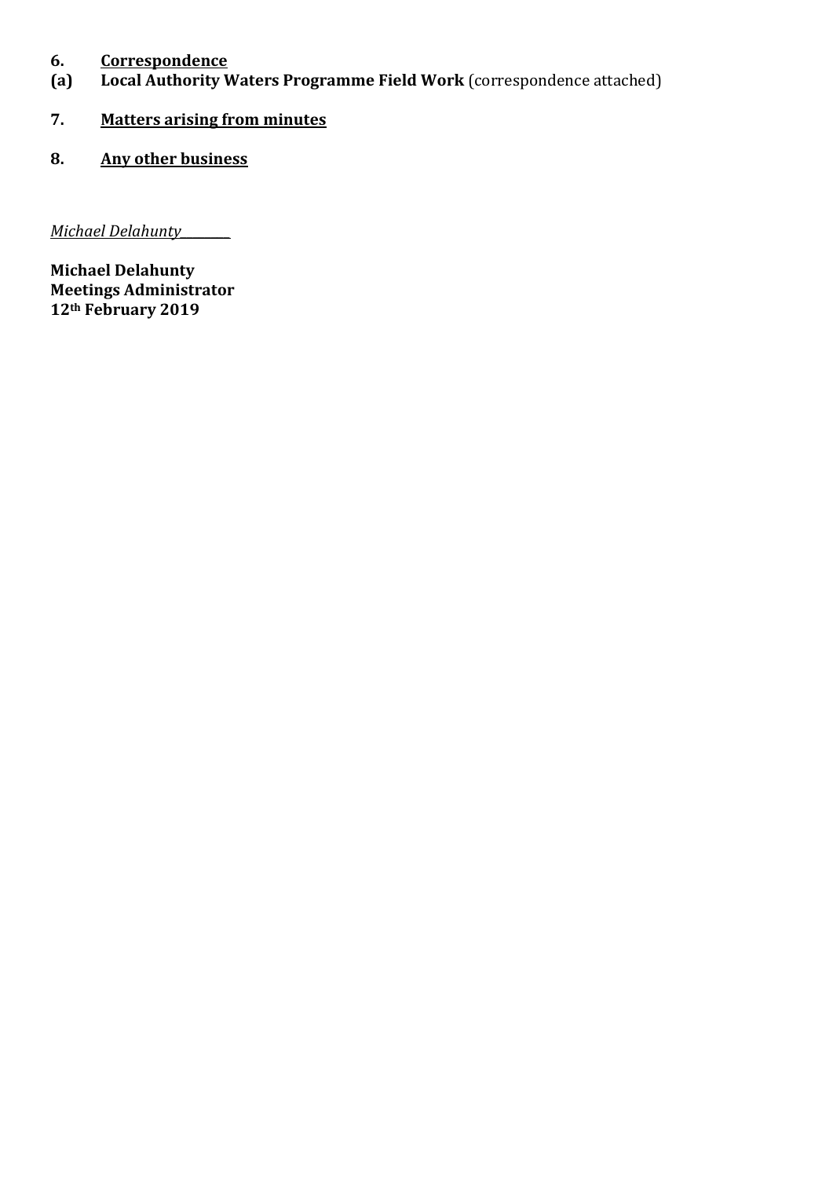**6. <u>Correspondence</u>**

**(a) Local Authority Waters Programme Field Work** (correspondence attached)

**7. <u>Matters arising from minutes</u>**

**8. <u>Any other business</u>**

*Michael Delahunty*

**Michael Delahunty**
**Meetings Administrator**
**12th February 2019**